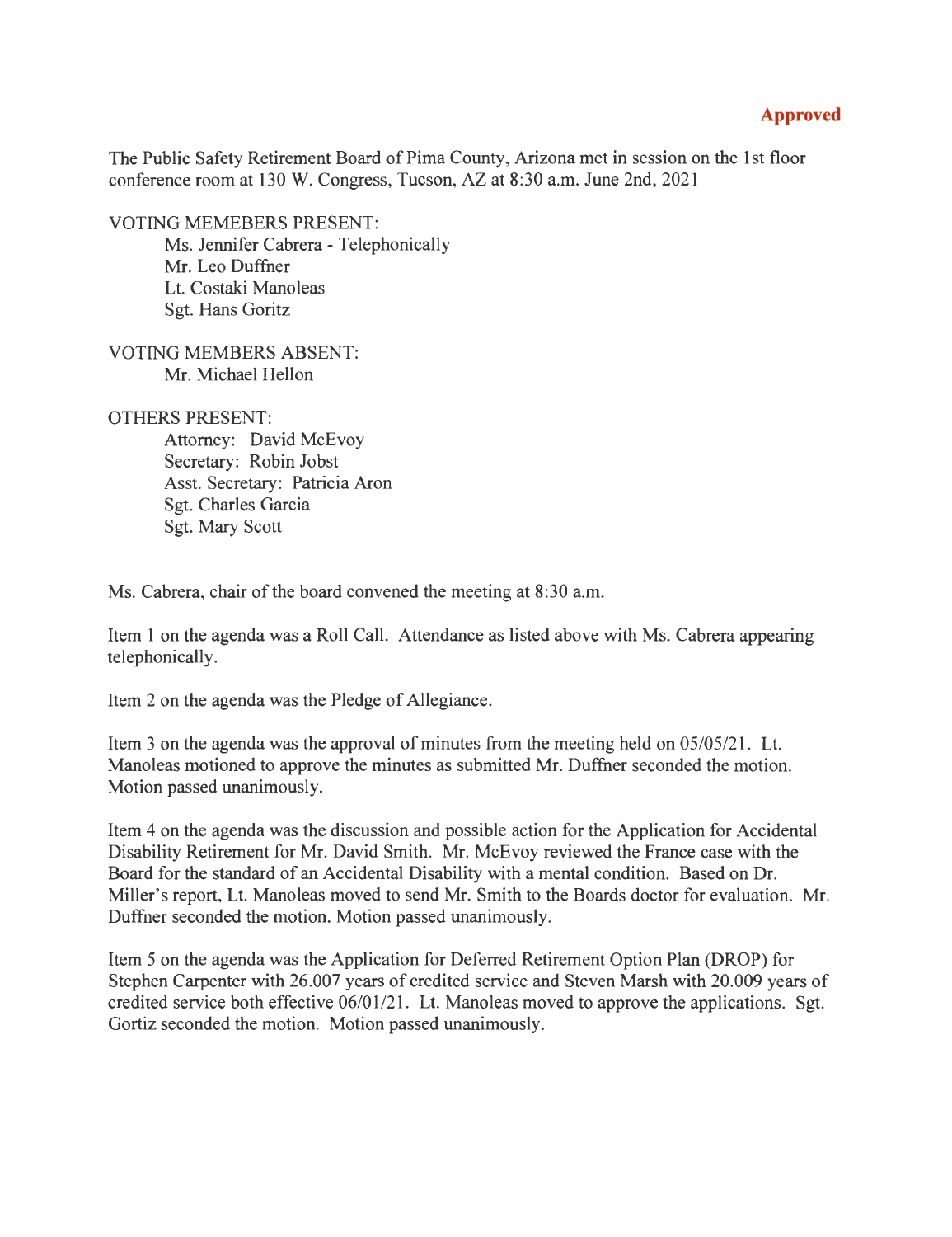**Approved**

The Public Safety Retirement Board of Pima County, Arizona met in session on the 1st floor conference room at 130 W. Congress, Tucson, AZ at 8:30 a.m. June 2nd, 2021

VOTING MEMEBERS PRESENT:

Ms. Jennifer Cabrera - Telephonically
Mr. Leo Duffner
Lt. Costaki Manoleas
Sgt. Hans Goritz

VOTING MEMBERS ABSENT:

Mr. Michael Hellon

OTHERS PRESENT:

Attorney: David McEvoy
Secretary: Robin Jobst
Asst. Secretary: Patricia Aron
Sgt. Charles Garcia
Sgt. Mary Scott

Ms. Cabrera, chair of the board convened the meeting at 8:30 a.m.

Item 1 on the agenda was a Roll Call. Attendance as listed above with Ms. Cabrera appearing telephonically.

Item 2 on the agenda was the Pledge of Allegiance.

Item 3 on the agenda was the approval of minutes from the meeting held on 05/05/21. Lt. Manoleas motioned to approve the minutes as submitted Mr. Duffner seconded the motion. Motion passed unanimously.

Item 4 on the agenda was the discussion and possible action for the Application for Accidental Disability Retirement for Mr. David Smith. Mr. McEvoy reviewed the France case with the Board for the standard of an Accidental Disability with a mental condition. Based on Dr. Miller's report, Lt. Manoleas moved to send Mr. Smith to the Boards doctor for evaluation. Mr. Duffner seconded the motion. Motion passed unanimously.

Item 5 on the agenda was the Application for Deferred Retirement Option Plan (DROP) for Stephen Carpenter with 26.007 years of credited service and Steven Marsh with 20.009 years of credited service both effective 06/01/21. Lt. Manoleas moved to approve the applications. Sgt. Gortiz seconded the motion. Motion passed unanimously.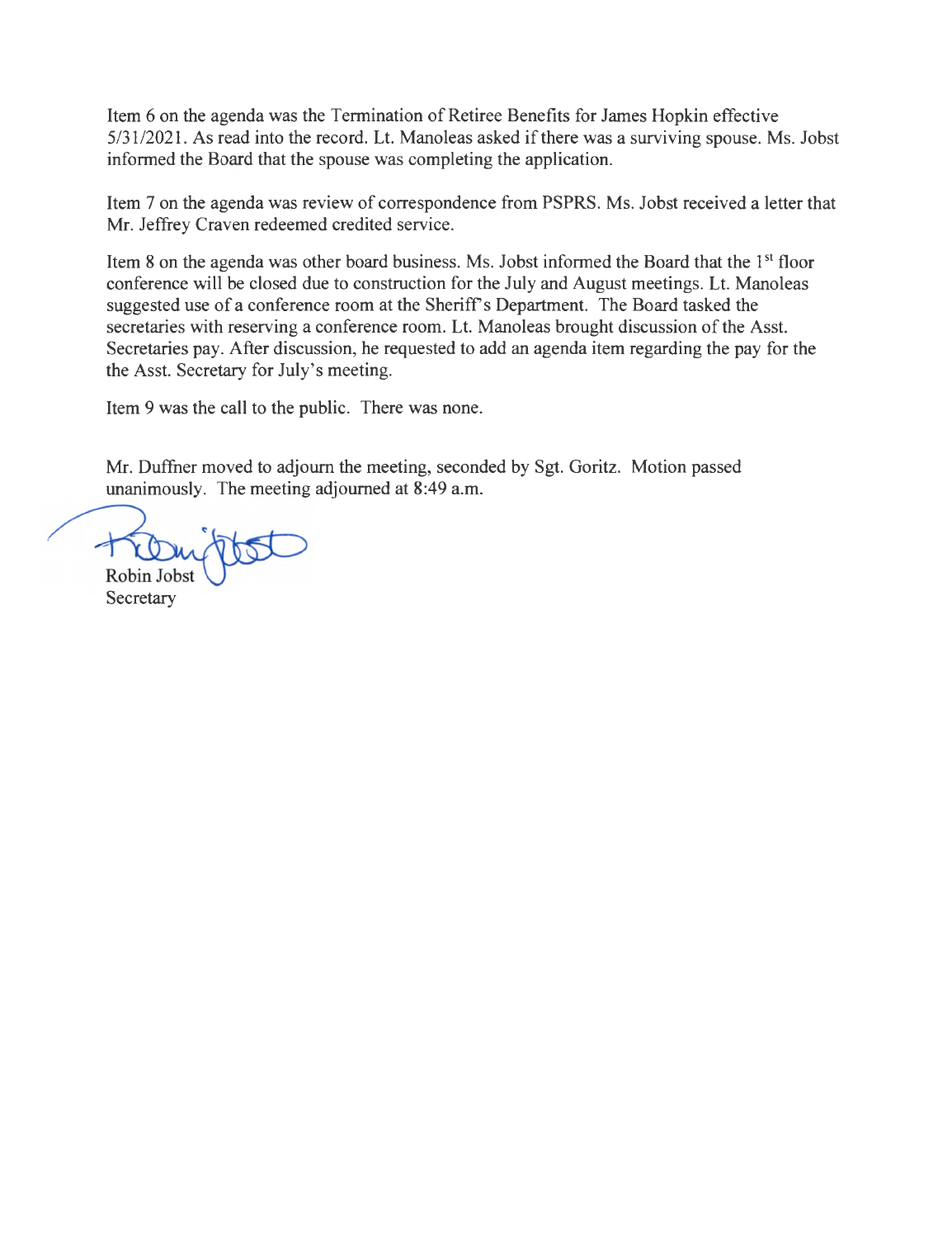Item 6 on the agenda was the Termination of Retiree Benefits for James Hopkin effective 5/31/2021. As read into the record. Lt. Manoleas asked if there was a surviving spouse. Ms. Jobst informed the Board that the spouse was completing the application.

Item 7 on the agenda was review of correspondence from PSPRS. Ms. Jobst received a letter that Mr. Jeffrey Craven redeemed credited service.

Item 8 on the agenda was other board business. Ms. Jobst informed the Board that the 1st floor conference will be closed due to construction for the July and August meetings. Lt. Manoleas suggested use of a conference room at the Sheriff's Department. The Board tasked the secretaries with reserving a conference room. Lt. Manoleas brought discussion of the Asst. Secretaries pay. After discussion, he requested to add an agenda item regarding the pay for the the Asst. Secretary for July's meeting.

Item 9 was the call to the public. There was none.

Mr. Duffner moved to adjourn the meeting, seconded by Sgt. Goritz. Motion passed unanimously. The meeting adjourned at 8:49 a.m.

Robin Jobst
Secretary